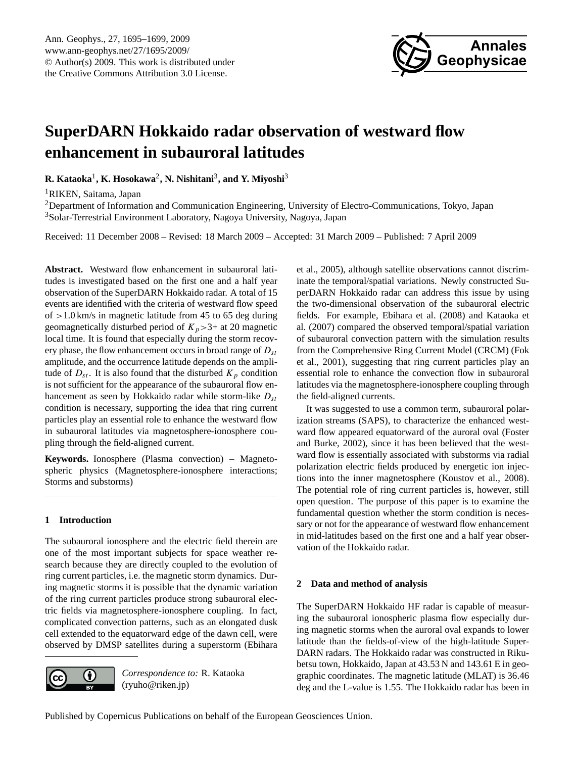# SuperDARN Hokkaido radar observation of westward flow enhancement in subauroral latitudes

**R. Kataoka**[1], **K. Hosokawa**[2], **N. Nishitani**[3], **and Y. Miyoshi**[3]

[1]RIKEN, Saitama, Japan

[2]Department of Information and Communication Engineering, University of Electro-Communications, Tokyo, Japan

[3]Solar-Terrestrial Environment Laboratory, Nagoya University, Nagoya, Japan

Received: 11 December 2008 – Revised: 18 March 2009 – Accepted: 31 March 2009 – Published: 7 April 2009

**Abstract.** Westward flow enhancement in subauroral latitudes is investigated based on the first one and a half year observation of the SuperDARN Hokkaido radar. A total of 15 events are identified with the criteria of westward flow speed of >1.0 km/s in magnetic latitude from 45 to 65 deg during geomagnetically disturbed period of $K_p$>3+ at 20 magnetic local time. It is found that especially during the storm recovery phase, the flow enhancement occurs in broad range of $D_{st}$ amplitude, and the occurrence latitude depends on the amplitude of $D_{st}$. It is also found that the disturbed $K_p$ condition is not sufficient for the appearance of the subauroral flow enhancement as seen by Hokkaido radar while storm-like $D_{st}$ condition is necessary, supporting the idea that ring current particles play an essential role to enhance the westward flow in subauroral latitudes via magnetosphere-ionosphere coupling through the field-aligned current.

**Keywords.** Ionosphere (Plasma convection) – Magnetospheric physics (Magnetosphere-ionosphere interactions; Storms and substorms)

## 1 Introduction

The subauroral ionosphere and the electric field therein are one of the most important subjects for space weather research because they are directly coupled to the evolution of ring current particles, i.e. the magnetic storm dynamics. During magnetic storms it is possible that the dynamic variation of the ring current particles produce strong subauroral electric fields via magnetosphere-ionosphere coupling. In fact, complicated convection patterns, such as an elongated dusk cell extended to the equatorward edge of the dawn cell, were observed by DMSP satellites during a superstorm (Ebihara et al., 2005), although satellite observations cannot discriminate the temporal/spatial variations. Newly constructed SuperDARN Hokkaido radar can address this issue by using the two-dimensional observation of the subauroral electric fields. For example, Ebihara et al. (2008) and Kataoka et al. (2007) compared the observed temporal/spatial variation of subauroral convection pattern with the simulation results from the Comprehensive Ring Current Model (CRCM) (Fok et al., 2001), suggesting that ring current particles play an essential role to enhance the convection flow in subauroral latitudes via the magnetosphere-ionosphere coupling through the field-aligned currents.

It was suggested to use a common term, subauroral polarization streams (SAPS), to characterize the enhanced westward flow appeared equatorward of the auroral oval (Foster and Burke, 2002), since it has been believed that the westward flow is essentially associated with substorms via radial polarization electric fields produced by energetic ion injections into the inner magnetosphere (Koustov et al., 2008). The potential role of ring current particles is, however, still open question. The purpose of this paper is to examine the fundamental question whether the storm condition is necessary or not for the appearance of westward flow enhancement in mid-latitudes based on the first one and a half year observation of the Hokkaido radar.

## 2 Data and method of analysis

The SuperDARN Hokkaido HF radar is capable of measuring the subauroral ionospheric plasma flow especially during magnetic storms when the auroral oval expands to lower latitude than the fields-of-view of the high-latitude SuperDARN radars. The Hokkaido radar was constructed in Rikubetsu town, Hokkaido, Japan at 43.53 N and 143.61 E in geographic coordinates. The magnetic latitude (MLAT) is 36.46 deg and the L-value is 1.55. The Hokkaido radar has been in

*Correspondence to:* R. Kataoka (ryuho@riken.jp)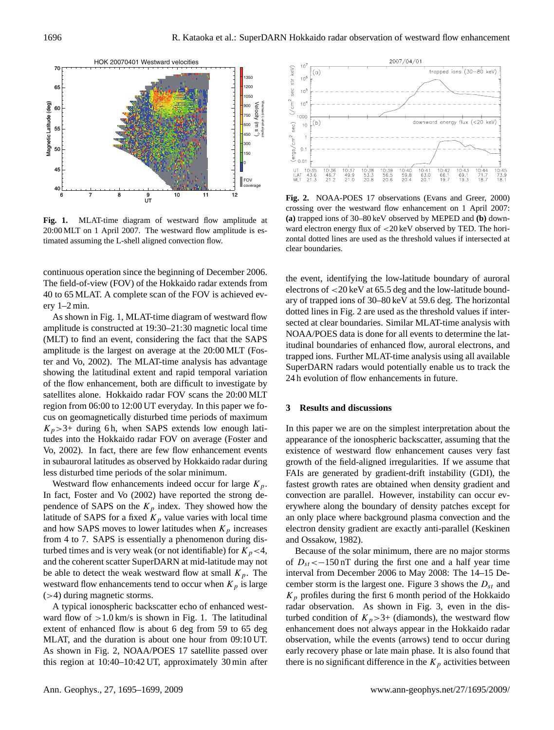**Fig. 1.** MLAT-time diagram of westward flow amplitude at 20:00 MLT on 1 April 2007. The westward flow amplitude is estimated assuming the L-shell aligned convection flow.

**Fig. 2.** NOAA-POES 17 observations (Evans and Greer, 2000) crossing over the westward flow enhancement on 1 April 2007: **(a)** trapped ions of 30–80 keV observed by MEPED and **(b)** downward electron energy flux of <20 keV observed by TED. The horizontal dotted lines are used as the threshold values if intersected at clear boundaries.

continuous operation since the beginning of December 2006. The field-of-view (FOV) of the Hokkaido radar extends from 40 to 65 MLAT. A complete scan of the FOV is achieved every 1–2 min.

As shown in Fig. 1, MLAT-time diagram of westward flow amplitude is constructed at 19:30–21:30 magnetic local time (MLT) to find an event, considering the fact that the SAPS amplitude is the largest on average at the 20:00 MLT (Foster and Vo, 2002). The MLAT-time analysis has advantage showing the latitudinal extent and rapid temporal variation of the flow enhancement, both are difficult to investigate by satellites alone. Hokkaido radar FOV scans the 20:00 MLT region from 06:00 to 12:00 UT everyday. In this paper we focus on geomagnetically disturbed time periods of maximum $K_p$>3+ during 6 h, when SAPS extends low enough latitudes into the Hokkaido radar FOV on average (Foster and Vo, 2002). In fact, there are few flow enhancement events in subauroral latitudes as observed by Hokkaido radar during less disturbed time periods of the solar minimum.

Westward flow enhancements indeed occur for large $K_p$. In fact, Foster and Vo (2002) have reported the strong dependence of SAPS on the $K_p$ index. They showed how the latitude of SAPS for a fixed $K_p$ value varies with local time and how SAPS moves to lower latitudes when $K_p$ increases from 4 to 7. SAPS is essentially a phenomenon during disturbed times and is very weak (or not identifiable) for $K_p<4$, and the coherent scatter SuperDARN at mid-latitude may not be able to detect the weak westward flow at small $K_p$. The westward flow enhancements tend to occur when $K_p$ is large (>4) during magnetic storms.

A typical ionospheric backscatter echo of enhanced westward flow of >1.0 km/s is shown in Fig. 1. The latitudinal extent of enhanced flow is about 6 deg from 59 to 65 deg MLAT, and the duration is about one hour from 09:10 UT. As shown in Fig. 2, NOAA/POES 17 satellite passed over this region at 10:40–10:42 UT, approximately 30 min after the event, identifying the low-latitude boundary of auroral electrons of <20 keV at 65.5 deg and the low-latitude boundary of trapped ions of 30–80 keV at 59.6 deg. The horizontal dotted lines in Fig. 2 are used as the threshold values if intersected at clear boundaries. Similar MLAT-time analysis with NOAA/POES data is done for all events to determine the latitudinal boundaries of enhanced flow, auroral electrons, and trapped ions. Further MLAT-time analysis using all available SuperDARN radars would potentially enable us to track the 24 h evolution of flow enhancements in future.

## 3 Results and discussions

In this paper we are on the simplest interpretation about the appearance of the ionospheric backscatter, assuming that the existence of westward flow enhancement causes very fast growth of the field-aligned irregularities. If we assume that FAIs are generated by gradient-drift instability (GDI), the fastest growth rates are obtained when density gradient and convection are parallel. However, instability can occur everywhere along the boundary of density patches except for an only place where background plasma convection and the electron density gradient are exactly anti-parallel (Keskinen and Ossakow, 1982).

Because of the solar minimum, there are no major storms of $D_{st}<-150$ nT during the first one and a half year time interval from December 2006 to May 2008: The 14–15 December storm is the largest one. Figure 3 shows the $D_{st}$ and $K_p$ profiles during the first 6 month period of the Hokkaido radar observation. As shown in Fig. 3, even in the disturbed condition of $K_p$>3+ (diamonds), the westward flow enhancement does not always appear in the Hokkaido radar observation, while the events (arrows) tend to occur during early recovery phase or late main phase. It is also found that there is no significant difference in the $K_p$ activities between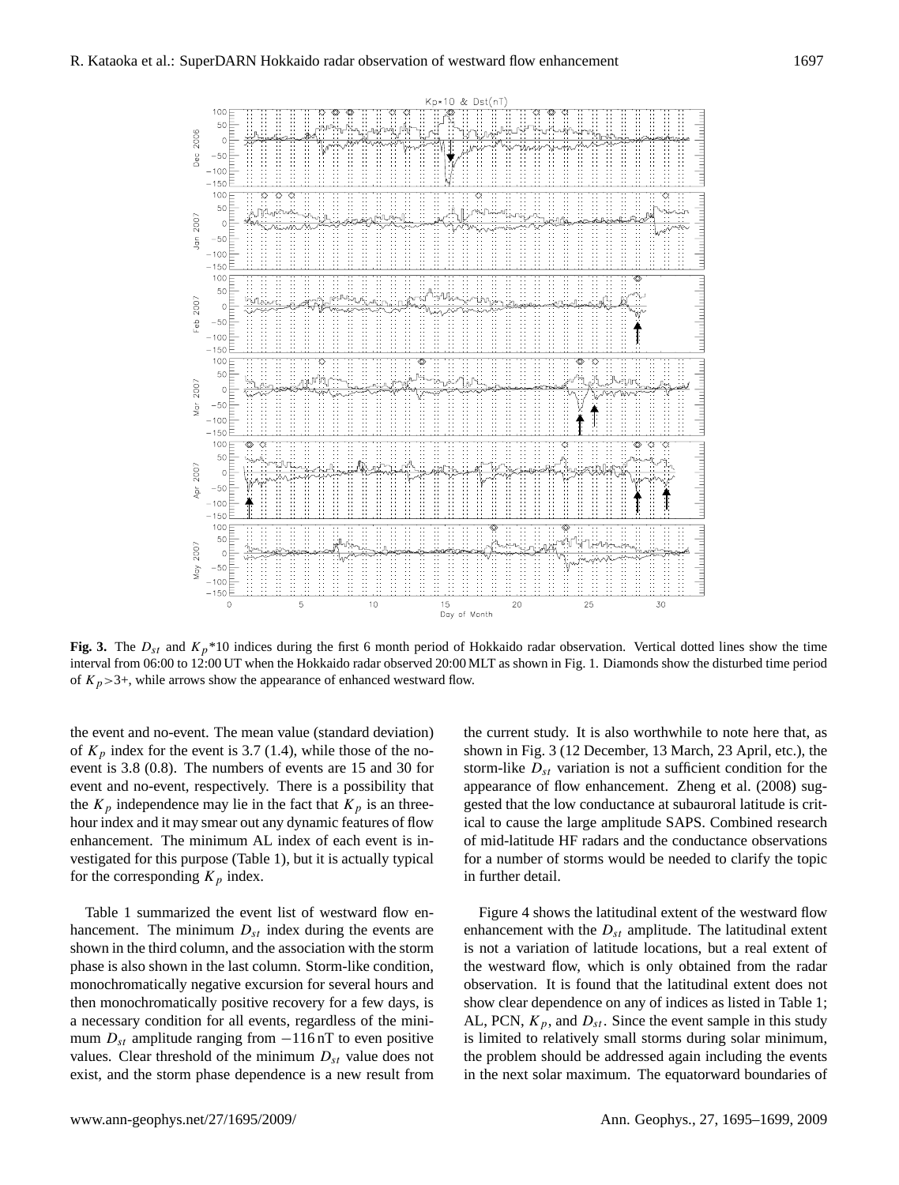**Fig. 3.** The $D_{st}$ and $K_p$*10 indices during the first 6 month period of Hokkaido radar observation. Vertical dotted lines show the time interval from 06:00 to 12:00 UT when the Hokkaido radar observed 20:00 MLT as shown in Fig. 1. Diamonds show the disturbed time period of $K_p$>3+, while arrows show the appearance of enhanced westward flow.

the event and no-event. The mean value (standard deviation) of $K_p$ index for the event is 3.7 (1.4), while those of the no-event is 3.8 (0.8). The numbers of events are 15 and 30 for event and no-event, respectively. There is a possibility that the $K_p$ independence may lie in the fact that $K_p$ is an three-hour index and it may smear out any dynamic features of flow enhancement. The minimum AL index of each event is investigated for this purpose (Table 1), but it is actually typical for the corresponding $K_p$ index.

Table 1 summarized the event list of westward flow enhancement. The minimum $D_{st}$ index during the events are shown in the third column, and the association with the storm phase is also shown in the last column. Storm-like condition, monochromatically negative excursion for several hours and then monochromatically positive recovery for a few days, is a necessary condition for all events, regardless of the minimum $D_{st}$ amplitude ranging from −116 nT to even positive values. Clear threshold of the minimum $D_{st}$ value does not exist, and the storm phase dependence is a new result from the current study. It is also worthwhile to note here that, as shown in Fig. 3 (12 December, 13 March, 23 April, etc.), the storm-like $D_{st}$ variation is not a sufficient condition for the appearance of flow enhancement. Zheng et al. (2008) suggested that the low conductance at subauroral latitude is critical to cause the large amplitude SAPS. Combined research of mid-latitude HF radars and the conductance observations for a number of storms would be needed to clarify the topic in further detail.

Figure 4 shows the latitudinal extent of the westward flow enhancement with the $D_{st}$ amplitude. The latitudinal extent is not a variation of latitude locations, but a real extent of the westward flow, which is only obtained from the radar observation. It is found that the latitudinal extent does not show clear dependence on any of indices as listed in Table 1; AL, PCN, $K_p$, and $D_{st}$. Since the event sample in this study is limited to relatively small storms during solar minimum, the problem should be addressed again including the events in the next solar maximum. The equatorward boundaries of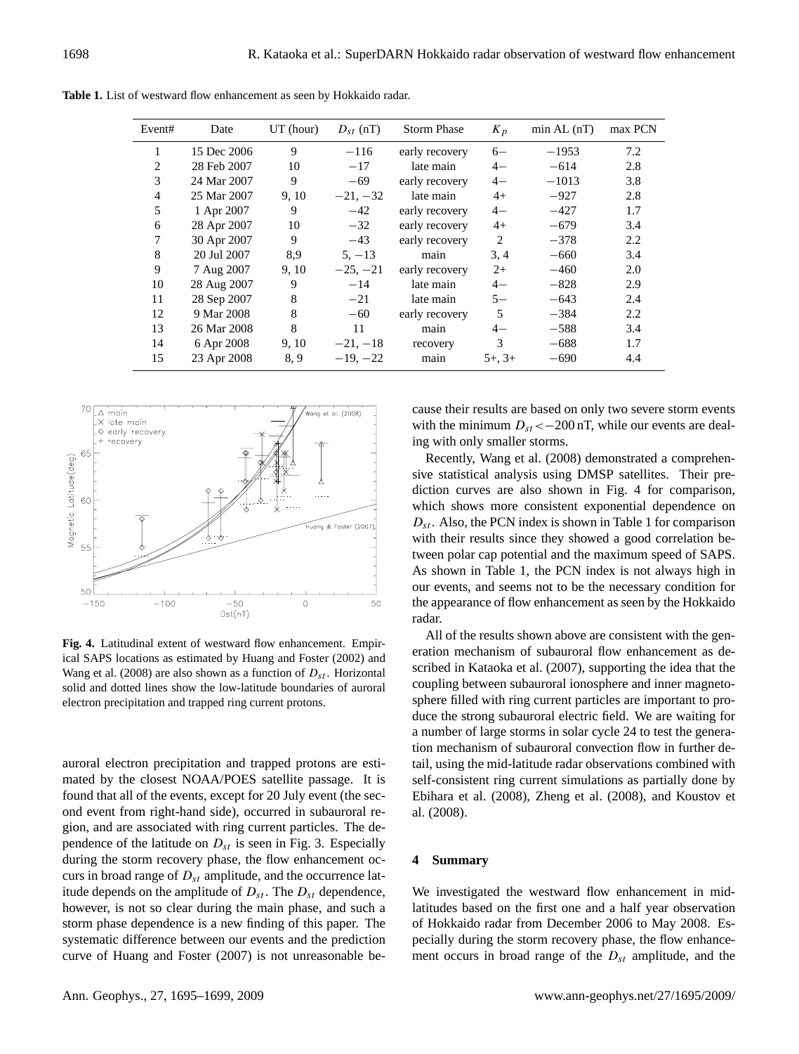**Table 1.** List of westward flow enhancement as seen by Hokkaido radar.

| Event# | Date | UT (hour) | $D_{st}$ (nT) | Storm Phase | $K_p$ | min AL (nT) | max PCN |
|---|---|---|---|---|---|---|---|
| 1 | 15 Dec 2006 | 9 | $-116$ | early recovery | 6− | $-1953$ | 7.2 |
| 2 | 28 Feb 2007 | 10 | $-17$ | late main | 4− | $-614$ | 2.8 |
| 3 | 24 Mar 2007 | 9 | $-69$ | early recovery | 4− | $-1013$ | 3.8 |
| 4 | 25 Mar 2007 | 9, 10 | $-21, -32$ | late main | 4+ | $-927$ | 2.8 |
| 5 | 1 Apr 2007 | 9 | $-42$ | early recovery | 4− | $-427$ | 1.7 |
| 6 | 28 Apr 2007 | 10 | $-32$ | early recovery | 4+ | $-679$ | 3.4 |
| 7 | 30 Apr 2007 | 9 | $-43$ | early recovery | 2 | $-378$ | 2.2 |
| 8 | 20 Jul 2007 | 8,9 | $5, -13$ | main | 3, 4 | $-660$ | 3.4 |
| 9 | 7 Aug 2007 | 9, 10 | $-25, -21$ | early recovery | 2+ | $-460$ | 2.0 |
| 10 | 28 Aug 2007 | 9 | $-14$ | late main | 4− | $-828$ | 2.9 |
| 11 | 28 Sep 2007 | 8 | $-21$ | late main | 5− | $-643$ | 2.4 |
| 12 | 9 Mar 2008 | 8 | $-60$ | early recovery | 5 | $-384$ | 2.2 |
| 13 | 26 Mar 2008 | 8 | 11 | main | 4− | $-588$ | 3.4 |
| 14 | 6 Apr 2008 | 9, 10 | $-21, -18$ | recovery | 3 | $-688$ | 1.7 |
| 15 | 23 Apr 2008 | 8, 9 | $-19, -22$ | main | 5+, 3+ | $-690$ | 4.4 |

**Fig. 4.** Latitudinal extent of westward flow enhancement. Empirical SAPS locations as estimated by Huang and Foster (2002) and Wang et al. (2008) are also shown as a function of $D_{st}$. Horizontal solid and dotted lines show the low-latitude boundaries of auroral electron precipitation and trapped ring current protons.

auroral electron precipitation and trapped protons are estimated by the closest NOAA/POES satellite passage. It is found that all of the events, except for 20 July event (the second event from right-hand side), occurred in subauroral region, and are associated with ring current particles. The dependence of the latitude on $D_{st}$ is seen in Fig. 3. Especially during the storm recovery phase, the flow enhancement occurs in broad range of $D_{st}$ amplitude, and the occurrence latitude depends on the amplitude of $D_{st}$. The $D_{st}$ dependence, however, is not so clear during the main phase, and such a storm phase dependence is a new finding of this paper. The systematic difference between our events and the prediction curve of Huang and Foster (2007) is not unreasonable because their results are based on only two severe storm events with the minimum $D_{st}<-200$ nT, while our events are dealing with only smaller storms.

Recently, Wang et al. (2008) demonstrated a comprehensive statistical analysis using DMSP satellites. Their prediction curves are also shown in Fig. 4 for comparison, which shows more consistent exponential dependence on $D_{st}$. Also, the PCN index is shown in Table 1 for comparison with their results since they showed a good correlation between polar cap potential and the maximum speed of SAPS. As shown in Table 1, the PCN index is not always high in our events, and seems not to be the necessary condition for the appearance of flow enhancement as seen by the Hokkaido radar.

All of the results shown above are consistent with the generation mechanism of subauroral flow enhancement as described in Kataoka et al. (2007), supporting the idea that the coupling between subauroral ionosphere and inner magnetosphere filled with ring current particles are important to produce the strong subauroral electric field. We are waiting for a number of large storms in solar cycle 24 to test the generation mechanism of subauroral convection flow in further detail, using the mid-latitude radar observations combined with self-consistent ring current simulations as partially done by Ebihara et al. (2008), Zheng et al. (2008), and Koustov et al. (2008).

## 4 Summary

We investigated the westward flow enhancement in mid-latitudes based on the first one and a half year observation of Hokkaido radar from December 2006 to May 2008. Especially during the storm recovery phase, the flow enhancement occurs in broad range of the $D_{st}$ amplitude, and the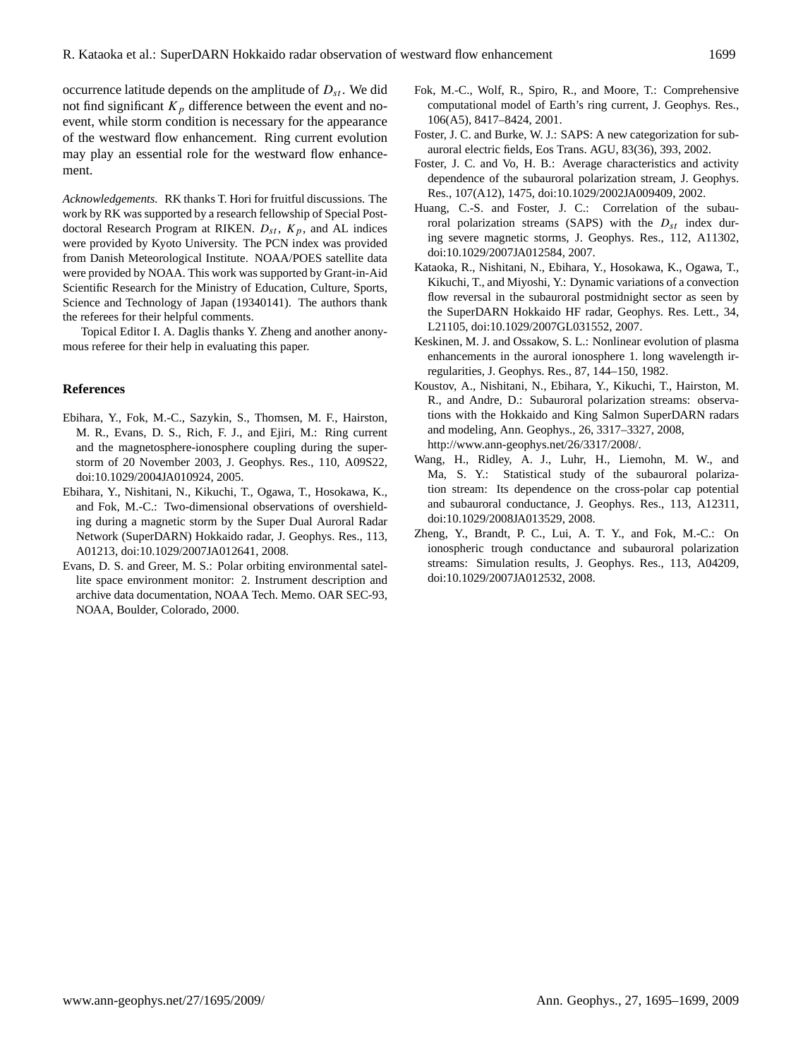occurrence latitude depends on the amplitude of $D_{st}$. We did not find significant $K_p$ difference between the event and no-event, while storm condition is necessary for the appearance of the westward flow enhancement. Ring current evolution may play an essential role for the westward flow enhancement.

*Acknowledgements.* RK thanks T. Hori for fruitful discussions. The work by RK was supported by a research fellowship of Special Postdoctoral Research Program at RIKEN. $D_{st}$, $K_p$, and AL indices were provided by Kyoto University. The PCN index was provided from Danish Meteorological Institute. NOAA/POES satellite data were provided by NOAA. This work was supported by Grant-in-Aid Scientific Research for the Ministry of Education, Culture, Sports, Science and Technology of Japan (19340141). The authors thank the referees for their helpful comments.

Topical Editor I. A. Daglis thanks Y. Zheng and another anonymous referee for their help in evaluating this paper.

## References

Ebihara, Y., Fok, M.-C., Sazykin, S., Thomsen, M. F., Hairston, M. R., Evans, D. S., Rich, F. J., and Ejiri, M.: Ring current and the magnetosphere-ionosphere coupling during the superstorm of 20 November 2003, J. Geophys. Res., 110, A09S22, doi:10.1029/2004JA010924, 2005.

Ebihara, Y., Nishitani, N., Kikuchi, T., Ogawa, T., Hosokawa, K., and Fok, M.-C.: Two-dimensional observations of overshielding during a magnetic storm by the Super Dual Auroral Radar Network (SuperDARN) Hokkaido radar, J. Geophys. Res., 113, A01213, doi:10.1029/2007JA012641, 2008.

Evans, D. S. and Greer, M. S.: Polar orbiting environmental satellite space environment monitor: 2. Instrument description and archive data documentation, NOAA Tech. Memo. OAR SEC-93, NOAA, Boulder, Colorado, 2000.

Fok, M.-C., Wolf, R., Spiro, R., and Moore, T.: Comprehensive computational model of Earth's ring current, J. Geophys. Res., 106(A5), 8417–8424, 2001.

Foster, J. C. and Burke, W. J.: SAPS: A new categorization for subauroral electric fields, Eos Trans. AGU, 83(36), 393, 2002.

Foster, J. C. and Vo, H. B.: Average characteristics and activity dependence of the subauroral polarization stream, J. Geophys. Res., 107(A12), 1475, doi:10.1029/2002JA009409, 2002.

Huang, C.-S. and Foster, J. C.: Correlation of the subauroral polarization streams (SAPS) with the $D_{st}$ index during severe magnetic storms, J. Geophys. Res., 112, A11302, doi:10.1029/2007JA012584, 2007.

Kataoka, R., Nishitani, N., Ebihara, Y., Hosokawa, K., Ogawa, T., Kikuchi, T., and Miyoshi, Y.: Dynamic variations of a convection flow reversal in the subauroral postmidnight sector as seen by the SuperDARN Hokkaido HF radar, Geophys. Res. Lett., 34, L21105, doi:10.1029/2007GL031552, 2007.

Keskinen, M. J. and Ossakow, S. L.: Nonlinear evolution of plasma enhancements in the auroral ionosphere 1. long wavelength irregularities, J. Geophys. Res., 87, 144–150, 1982.

Koustov, A., Nishitani, N., Ebihara, Y., Kikuchi, T., Hairston, M. R., and Andre, D.: Subauroral polarization streams: observations with the Hokkaido and King Salmon SuperDARN radars and modeling, Ann. Geophys., 26, 3317–3327, 2008, http://www.ann-geophys.net/26/3317/2008/.

Wang, H., Ridley, A. J., Luhr, H., Liemohn, M. W., and Ma, S. Y.: Statistical study of the subauroral polarization stream: Its dependence on the cross-polar cap potential and subauroral conductance, J. Geophys. Res., 113, A12311, doi:10.1029/2008JA013529, 2008.

Zheng, Y., Brandt, P. C., Lui, A. T. Y., and Fok, M.-C.: On ionospheric trough conductance and subauroral polarization streams: Simulation results, J. Geophys. Res., 113, A04209, doi:10.1029/2007JA012532, 2008.